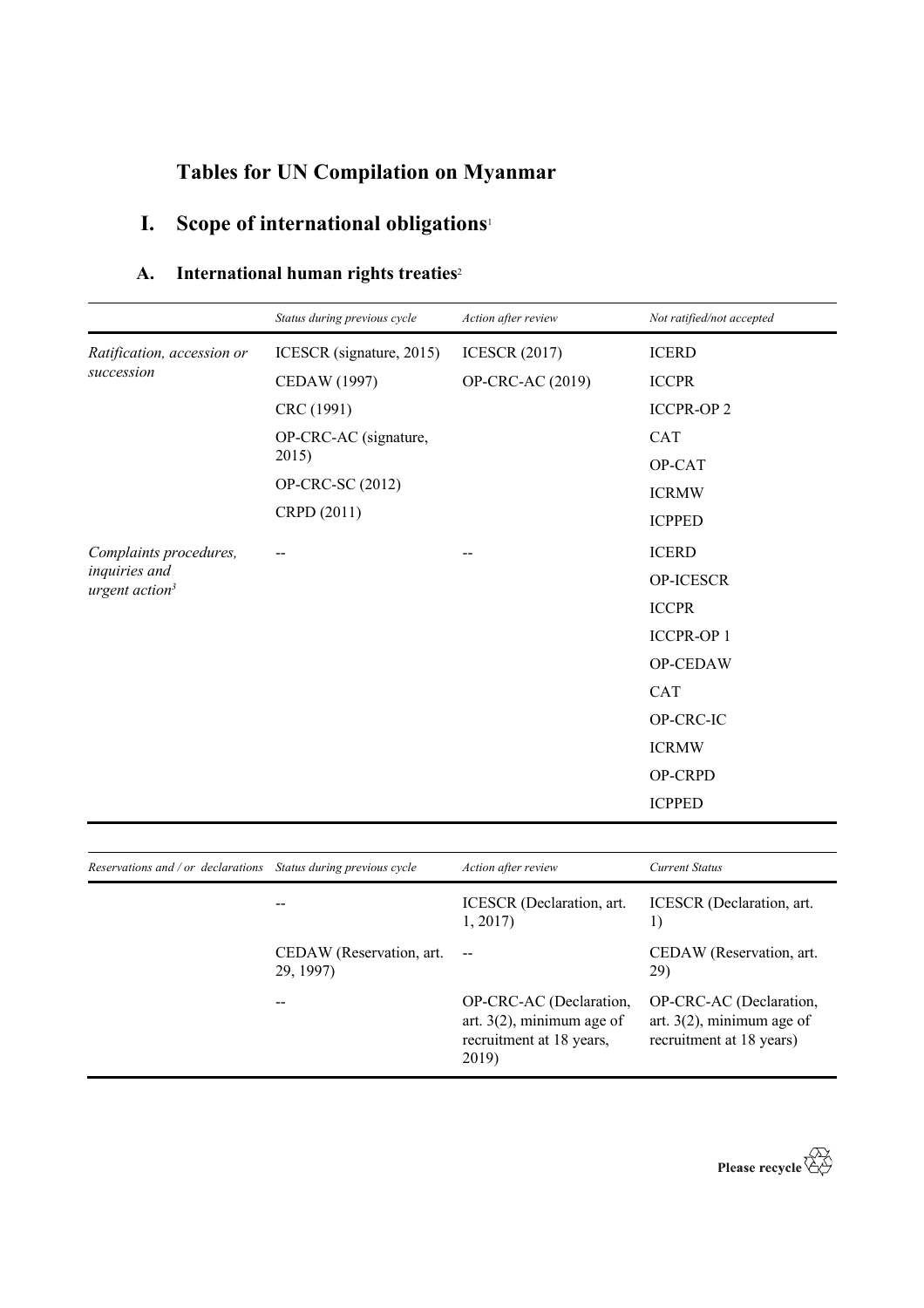# Tables for UN Compilation on Myanmar

## I. Scope of international obligations[1]

### A. International human rights treaties[2]

| | *Status during previous cycle* | *Action after review* | *Not ratified/not accepted* |
|---|---|---|---|
| *Ratification, accession or succession* | ICESCR (signature, 2015)<br>CEDAW (1997)<br>CRC (1991)<br>OP-CRC-AC (signature, 2015)<br>OP-CRC-SC (2012)<br>CRPD (2011) | ICESCR (2017)<br>OP-CRC-AC (2019) | ICERD<br>ICCPR<br>ICCPR-OP 2<br>CAT<br>OP-CAT<br>ICRMW<br>ICPPED |
| *Complaints procedures, inquiries and urgent action*[3] | -- | -- | ICERD<br>OP-ICESCR<br>ICCPR<br>ICCPR-OP 1<br>OP-CEDAW<br>CAT<br>OP-CRC-IC<br>ICRMW<br>OP-CRPD<br>ICPPED |

| *Reservations and / or declarations* | *Status during previous cycle* | *Action after review* | *Current Status* |
|---|---|---|---|
| | -- | ICESCR (Declaration, art. 1, 2017) | ICESCR (Declaration, art. 1) |
| | CEDAW (Reservation, art. 29, 1997) | -- | CEDAW (Reservation, art. 29) |
| | -- | OP-CRC-AC (Declaration, art. 3(2), minimum age of recruitment at 18 years, 2019) | OP-CRC-AC (Declaration, art. 3(2), minimum age of recruitment at 18 years) |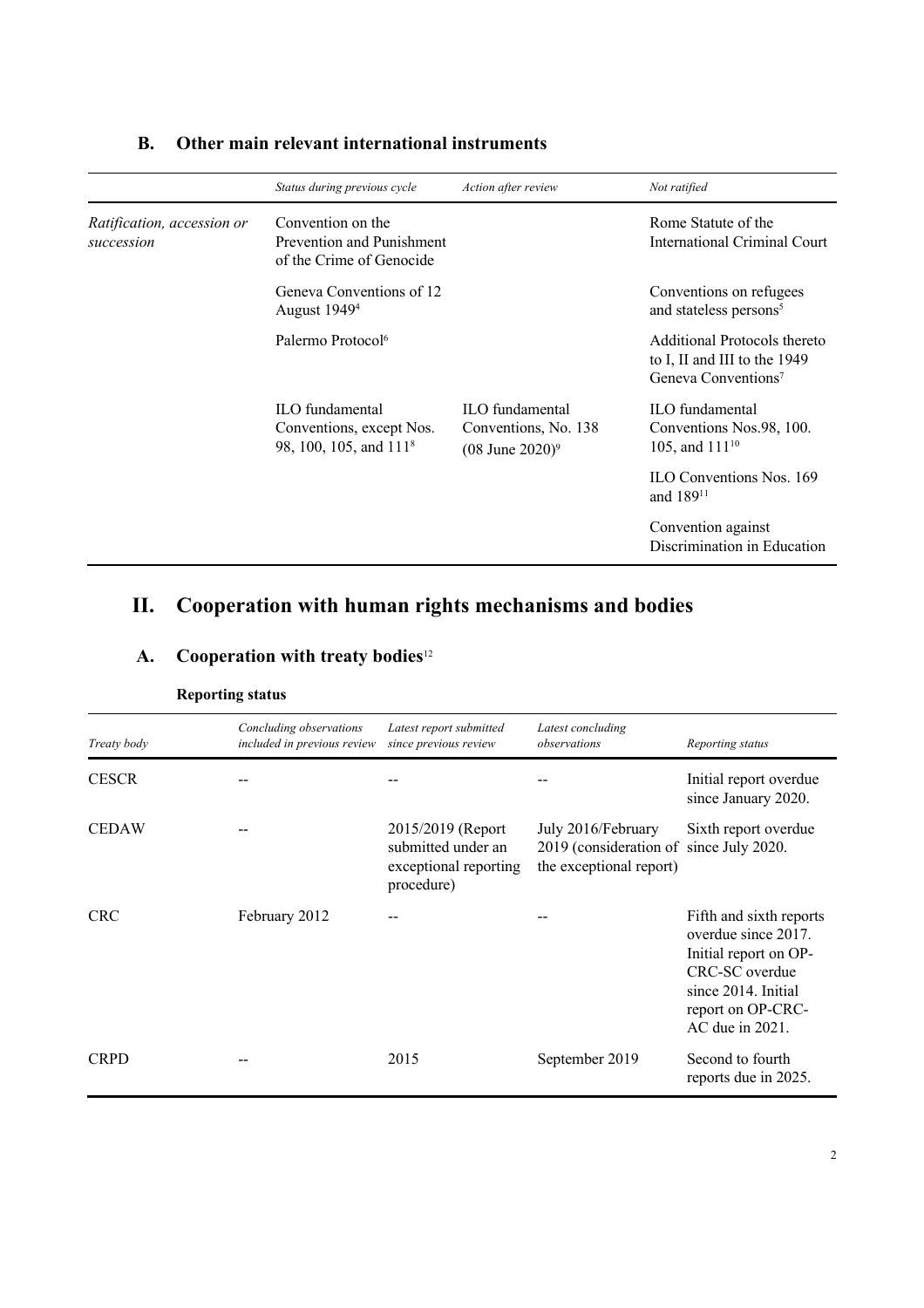## B. Other main relevant international instruments

| | *Status during previous cycle* | *Action after review* | *Not ratified* |
|---|---|---|---|
| *Ratification, accession or succession* | Convention on the Prevention and Punishment of the Crime of Genocide | | Rome Statute of the International Criminal Court |
| | Geneva Conventions of 12 August 1949[4] | | Conventions on refugees and stateless persons[5] |
| | Palermo Protocol[6] | | Additional Protocols thereto to I, II and III to the 1949 Geneva Conventions[7] |
| | ILO fundamental Conventions, except Nos. 98, 100, 105, and 111[8] | ILO fundamental Conventions, No. 138 (08 June 2020)[9] | ILO fundamental Conventions Nos.98, 100. 105, and 111[10] |
| | | | ILO Conventions Nos. 169 and 189[11] |
| | | | Convention against Discrimination in Education |

# II. Cooperation with human rights mechanisms and bodies

## A. Cooperation with treaty bodies[12]

**Reporting status**

| *Treaty body* | *Concluding observations included in previous review* | *Latest report submitted since previous review* | *Latest concluding observations* | *Reporting status* |
|---|---|---|---|---|
| CESCR | -- | -- | -- | Initial report overdue since January 2020. |
| CEDAW | -- | 2015/2019 (Report submitted under an exceptional reporting procedure) | July 2016/February 2019 (consideration of the exceptional report) | Sixth report overdue since July 2020. |
| CRC | February 2012 | -- | -- | Fifth and sixth reports overdue since 2017. Initial report on OP-CRC-SC overdue since 2014. Initial report on OP-CRC-AC due in 2021. |
| CRPD | -- | 2015 | September 2019 | Second to fourth reports due in 2025. |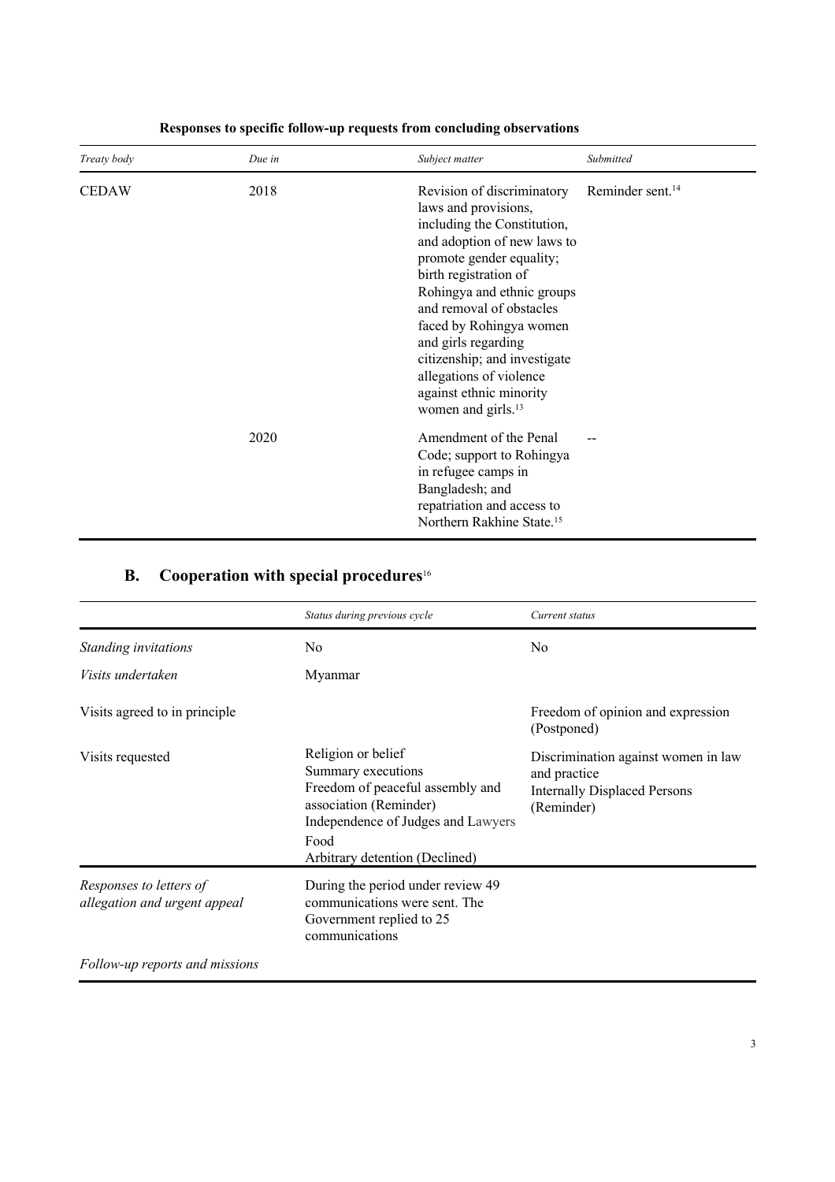**Responses to specific follow-up requests from concluding observations**

| *Treaty body* | *Due in* | *Subject matter* | *Submitted* |
|---|---|---|---|
| CEDAW | 2018 | Revision of discriminatory laws and provisions, including the Constitution, and adoption of new laws to promote gender equality; birth registration of Rohingya and ethnic groups and removal of obstacles faced by Rohingya women and girls regarding citizenship; and investigate allegations of violence against ethnic minority women and girls.[13] | Reminder sent.[14] |
| | 2020 | Amendment of the Penal Code; support to Rohingya in refugee camps in Bangladesh; and repatriation and access to Northern Rakhine State.[15] | -- |

## B. Cooperation with special procedures[16]

| | *Status during previous cycle* | *Current status* |
|---|---|---|
| *Standing invitations* | No | No |
| *Visits undertaken* | Myanmar | |
| Visits agreed to in principle | | Freedom of opinion and expression (Postponed) |
| Visits requested | Religion or belief<br>Summary executions<br>Freedom of peaceful assembly and association (Reminder)<br>Independence of Judges and Lawyers<br>Food<br>Arbitrary detention (Declined) | Discrimination against women in law and practice<br>Internally Displaced Persons (Reminder) |
| *Responses to letters of allegation and urgent appeal* | During the period under review 49 communications were sent. The Government replied to 25 communications | |
| *Follow-up reports and missions* | | |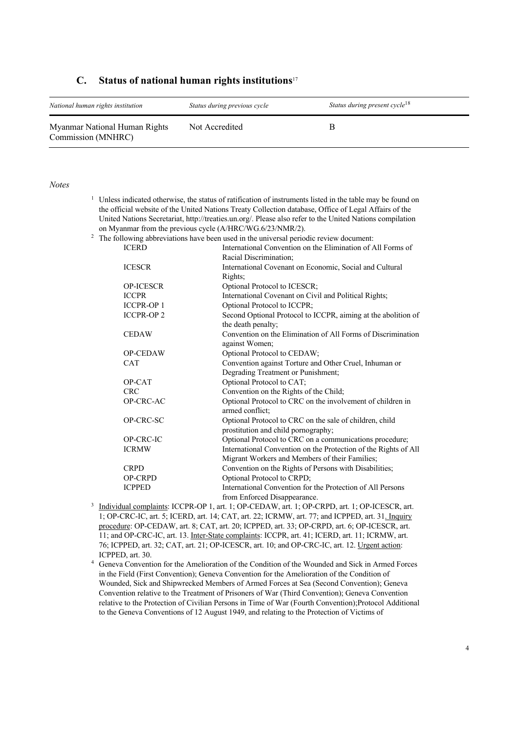## C. Status of national human rights institutions[17]

| *National human rights institution* | *Status during previous cycle* | *Status during present cycle*[18] |
|---|---|---|
| Myanmar National Human Rights Commission (MNHRC) | Not Accredited | B |

*Notes*

[1] Unless indicated otherwise, the status of ratification of instruments listed in the table may be found on the official website of the United Nations Treaty Collection database, Office of Legal Affairs of the United Nations Secretariat, http://treaties.un.org/. Please also refer to the United Nations compilation on Myanmar from the previous cycle (A/HRC/WG.6/23/NMR/2).

[2] The following abbreviations have been used in the universal periodic review document:

| | |
|---|---|
| ICERD | International Convention on the Elimination of All Forms of Racial Discrimination; |
| ICESCR | International Covenant on Economic, Social and Cultural Rights; |
| OP-ICESCR | Optional Protocol to ICESCR; |
| ICCPR | International Covenant on Civil and Political Rights; |
| ICCPR-OP 1 | Optional Protocol to ICCPR; |
| ICCPR-OP 2 | Second Optional Protocol to ICCPR, aiming at the abolition of the death penalty; |
| CEDAW | Convention on the Elimination of All Forms of Discrimination against Women; |
| OP-CEDAW | Optional Protocol to CEDAW; |
| CAT | Convention against Torture and Other Cruel, Inhuman or Degrading Treatment or Punishment; |
| OP-CAT | Optional Protocol to CAT; |
| CRC | Convention on the Rights of the Child; |
| OP-CRC-AC | Optional Protocol to CRC on the involvement of children in armed conflict; |
| OP-CRC-SC | Optional Protocol to CRC on the sale of children, child prostitution and child pornography; |
| OP-CRC-IC | Optional Protocol to CRC on a communications procedure; |
| ICRMW | International Convention on the Protection of the Rights of All Migrant Workers and Members of their Families; |
| CRPD | Convention on the Rights of Persons with Disabilities; |
| OP-CRPD | Optional Protocol to CRPD; |
| ICPPED | International Convention for the Protection of All Persons from Enforced Disappearance. |

[3] Individual complaints: ICCPR-OP 1, art. 1; OP-CEDAW, art. 1; OP-CRPD, art. 1; OP-ICESCR, art. 1; OP-CRC-IC, art. 5; ICERD, art. 14; CAT, art. 22; ICRMW, art. 77; and ICPPED, art. 31. Inquiry procedure: OP-CEDAW, art. 8; CAT, art. 20; ICPPED, art. 33; OP-CRPD, art. 6; OP-ICESCR, art. 11; and OP-CRC-IC, art. 13. Inter-State complaints: ICCPR, art. 41; ICERD, art. 11; ICRMW, art. 76; ICPPED, art. 32; CAT, art. 21; OP-ICESCR, art. 10; and OP-CRC-IC, art. 12. Urgent action: ICPPED, art. 30.

[4] Geneva Convention for the Amelioration of the Condition of the Wounded and Sick in Armed Forces in the Field (First Convention); Geneva Convention for the Amelioration of the Condition of Wounded, Sick and Shipwrecked Members of Armed Forces at Sea (Second Convention); Geneva Convention relative to the Treatment of Prisoners of War (Third Convention); Geneva Convention relative to the Protection of Civilian Persons in Time of War (Fourth Convention);Protocol Additional to the Geneva Conventions of 12 August 1949, and relating to the Protection of Victims of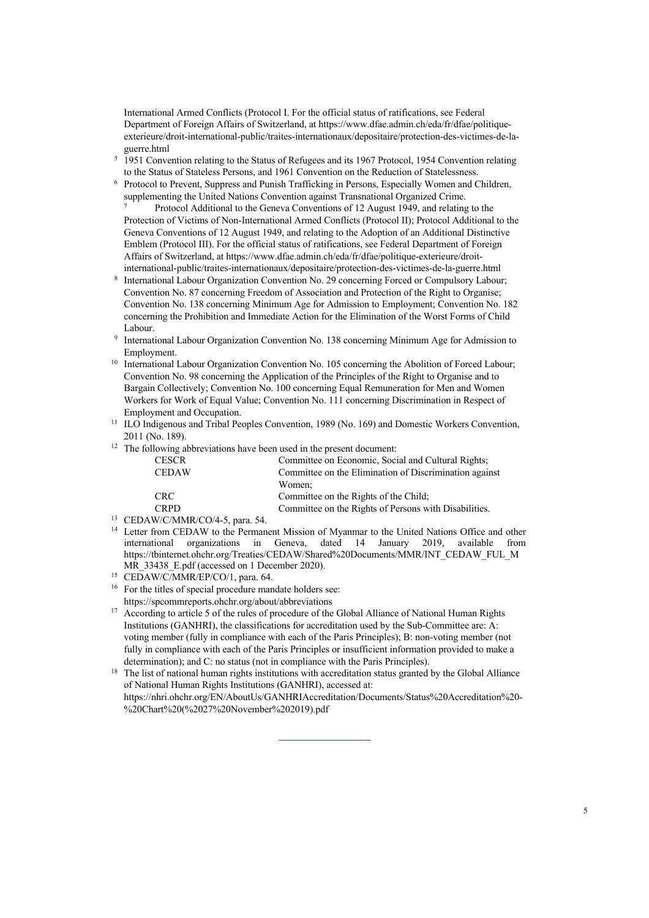International Armed Conflicts (Protocol I. For the official status of ratifications, see Federal Department of Foreign Affairs of Switzerland, at https://www.dfae.admin.ch/eda/fr/dfae/politique-exterieure/droit-international-public/traites-internationaux/depositaire/protection-des-victimes-de-la-guerre.html

[5] 1951 Convention relating to the Status of Refugees and its 1967 Protocol, 1954 Convention relating to the Status of Stateless Persons, and 1961 Convention on the Reduction of Statelessness.

[6] Protocol to Prevent, Suppress and Punish Trafficking in Persons, Especially Women and Children, supplementing the United Nations Convention against Transnational Organized Crime.

[7] Protocol Additional to the Geneva Conventions of 12 August 1949, and relating to the Protection of Victims of Non-International Armed Conflicts (Protocol II); Protocol Additional to the Geneva Conventions of 12 August 1949, and relating to the Adoption of an Additional Distinctive Emblem (Protocol III). For the official status of ratifications, see Federal Department of Foreign Affairs of Switzerland, at https://www.dfae.admin.ch/eda/fr/dfae/politique-exterieure/droit-international-public/traites-internationaux/depositaire/protection-des-victimes-de-la-guerre.html

[8] International Labour Organization Convention No. 29 concerning Forced or Compulsory Labour; Convention No. 87 concerning Freedom of Association and Protection of the Right to Organise; Convention No. 138 concerning Minimum Age for Admission to Employment; Convention No. 182 concerning the Prohibition and Immediate Action for the Elimination of the Worst Forms of Child Labour.

[9] International Labour Organization Convention No. 138 concerning Minimum Age for Admission to Employment.

[10] International Labour Organization Convention No. 105 concerning the Abolition of Forced Labour; Convention No. 98 concerning the Application of the Principles of the Right to Organise and to Bargain Collectively; Convention No. 100 concerning Equal Remuneration for Men and Women Workers for Work of Equal Value; Convention No. 111 concerning Discrimination in Respect of Employment and Occupation.

[11] ILO Indigenous and Tribal Peoples Convention, 1989 (No. 169) and Domestic Workers Convention, 2011 (No. 189).

[12] The following abbreviations have been used in the present document:

| | |
|---|---|
| CESCR | Committee on Economic, Social and Cultural Rights; |
| CEDAW | Committee on the Elimination of Discrimination against Women; |
| CRC | Committee on the Rights of the Child; |
| CRPD | Committee on the Rights of Persons with Disabilities. |

[13] CEDAW/C/MMR/CO/4-5, para. 54.

[14] Letter from CEDAW to the Permanent Mission of Myanmar to the United Nations Office and other international organizations in Geneva, dated 14 January 2019, available from https://tbinternet.ohchr.org/Treaties/CEDAW/Shared%20Documents/MMR/INT_CEDAW_FUL_MMR_33438_E.pdf (accessed on 1 December 2020).

[15] CEDAW/C/MMR/EP/CO/1, para. 64.

[16] For the titles of special procedure mandate holders see: https://spcommreports.ohchr.org/about/abbreviations

[17] According to article 5 of the rules of procedure of the Global Alliance of National Human Rights Institutions (GANHRI), the classifications for accreditation used by the Sub-Committee are: A: voting member (fully in compliance with each of the Paris Principles); B: non-voting member (not fully in compliance with each of the Paris Principles or insufficient information provided to make a determination); and C: no status (not in compliance with the Paris Principles).

[18] The list of national human rights institutions with accreditation status granted by the Global Alliance of National Human Rights Institutions (GANHRI), accessed at: https://nhri.ohchr.org/EN/AboutUs/GANHRIAccreditation/Documents/Status%20Accreditation%20-%20Chart%20(%2027%20November%202019).pdf